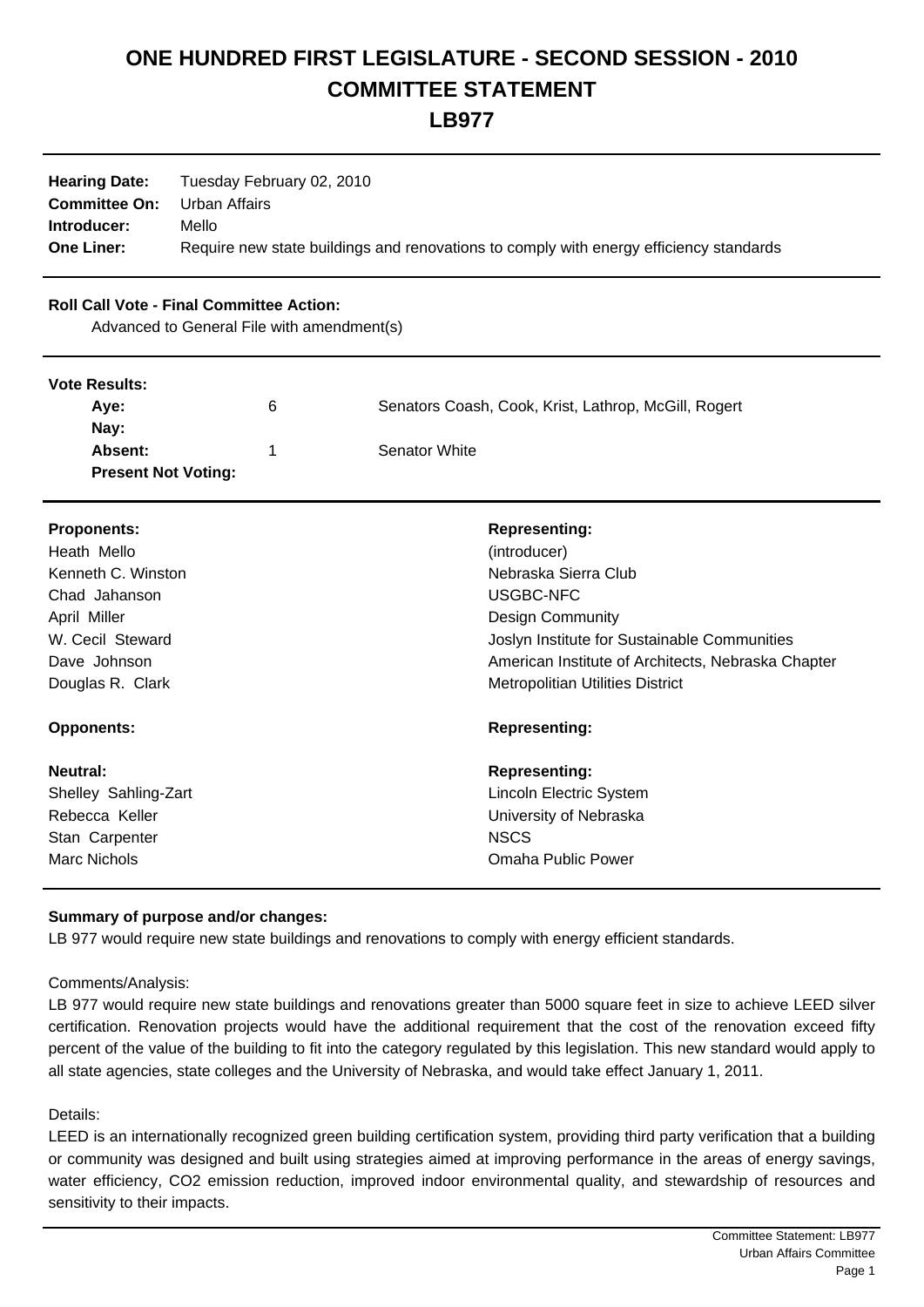# ONE HUNDRED FIRST LEGISLATURE - SECOND SESSION - 2010
# COMMITTEE STATEMENT
# LB977

**Hearing Date:** Tuesday February 02, 2010
**Committee On:** Urban Affairs
**Introducer:** Mello
**One Liner:** Require new state buildings and renovations to comply with energy efficiency standards

**Roll Call Vote - Final Committee Action:**
Advanced to General File with amendment(s)

**Vote Results:**

| | | |
|---|---|---|
| **Aye:** | 6 | Senators Coash, Cook, Krist, Lathrop, McGill, Rogert |
| **Nay:** | | |
| **Absent:** | 1 | Senator White |
| **Present Not Voting:** | | |

| **Proponents:** | **Representing:** |
|---|---|
| Heath Mello | (introducer) |
| Kenneth C. Winston | Nebraska Sierra Club |
| Chad Jahanson | USGBC-NFC |
| April Miller | Design Community |
| W. Cecil Steward | Joslyn Institute for Sustainable Communities |
| Dave Johnson | American Institute of Architects, Nebraska Chapter |
| Douglas R. Clark | Metropolitian Utilities District |

| **Opponents:** | **Representing:** |
|---|---|

| **Neutral:** | **Representing:** |
|---|---|
| Shelley Sahling-Zart | Lincoln Electric System |
| Rebecca Keller | University of Nebraska |
| Stan Carpenter | NSCS |
| Marc Nichols | Omaha Public Power |

**Summary of purpose and/or changes:**
LB 977 would require new state buildings and renovations to comply with energy efficient standards.

Comments/Analysis:
LB 977 would require new state buildings and renovations greater than 5000 square feet in size to achieve LEED silver certification. Renovation projects would have the additional requirement that the cost of the renovation exceed fifty percent of the value of the building to fit into the category regulated by this legislation. This new standard would apply to all state agencies, state colleges and the University of Nebraska, and would take effect January 1, 2011.

Details:
LEED is an internationally recognized green building certification system, providing third party verification that a building or community was designed and built using strategies aimed at improving performance in the areas of energy savings, water efficiency, $CO_2$ emission reduction, improved indoor environmental quality, and stewardship of resources and sensitivity to their impacts.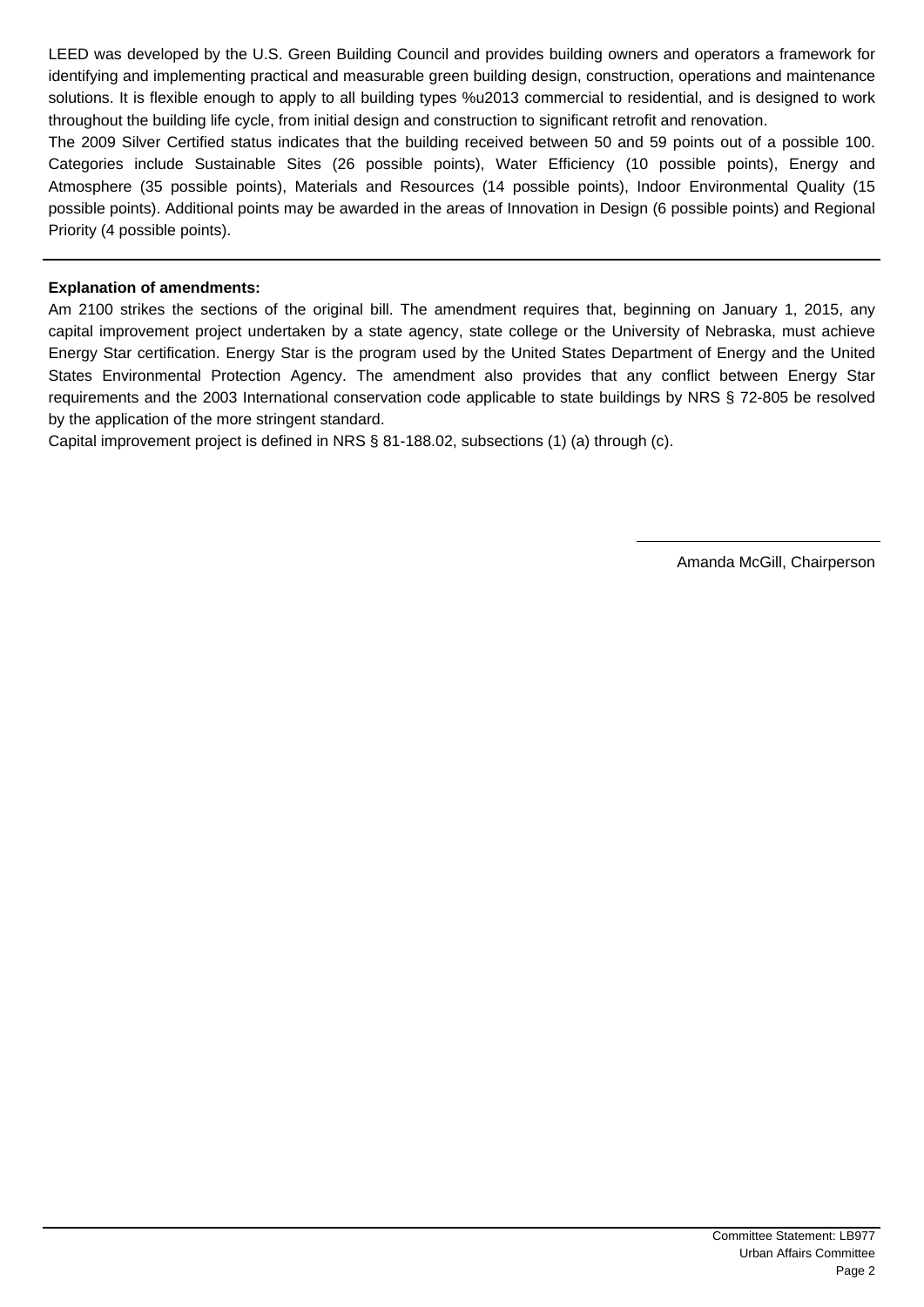LEED was developed by the U.S. Green Building Council and provides building owners and operators a framework for identifying and implementing practical and measurable green building design, construction, operations and maintenance solutions. It is flexible enough to apply to all building types %u2013 commercial to residential, and is designed to work throughout the building life cycle, from initial design and construction to significant retrofit and renovation.

The 2009 Silver Certified status indicates that the building received between 50 and 59 points out of a possible 100. Categories include Sustainable Sites (26 possible points), Water Efficiency (10 possible points), Energy and Atmosphere (35 possible points), Materials and Resources (14 possible points), Indoor Environmental Quality (15 possible points). Additional points may be awarded in the areas of Innovation in Design (6 possible points) and Regional Priority (4 possible points).

---

**Explanation of amendments:**

Am 2100 strikes the sections of the original bill. The amendment requires that, beginning on January 1, 2015, any capital improvement project undertaken by a state agency, state college or the University of Nebraska, must achieve Energy Star certification. Energy Star is the program used by the United States Department of Energy and the United States Environmental Protection Agency. The amendment also provides that any conflict between Energy Star requirements and the 2003 International conservation code applicable to state buildings by NRS § 72-805 be resolved by the application of the more stringent standard.

Capital improvement project is defined in NRS § 81-188.02, subsections (1) (a) through (c).

Amanda McGill, Chairperson